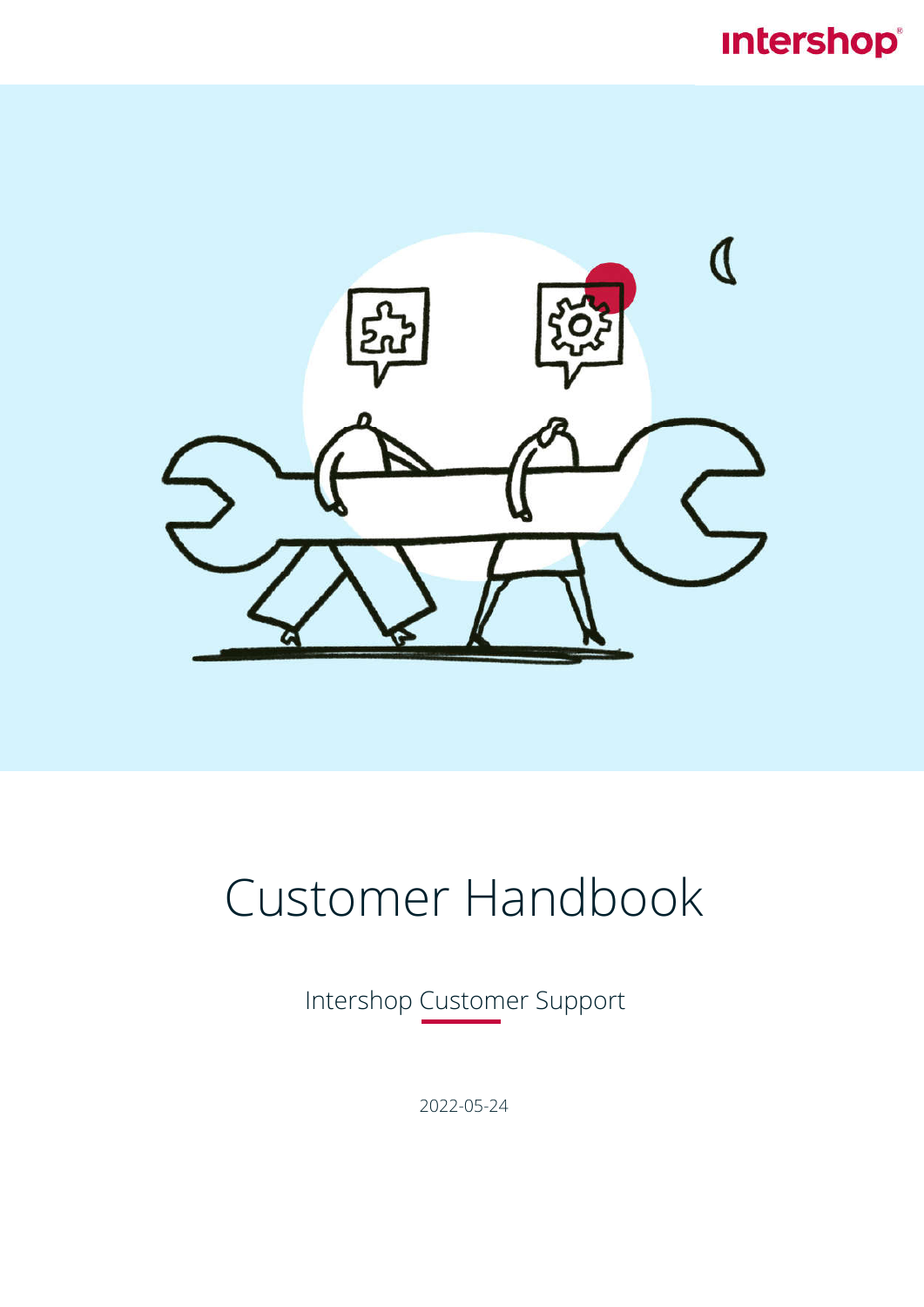# Customer Handbook

Intershop Customer Support

2022-05-24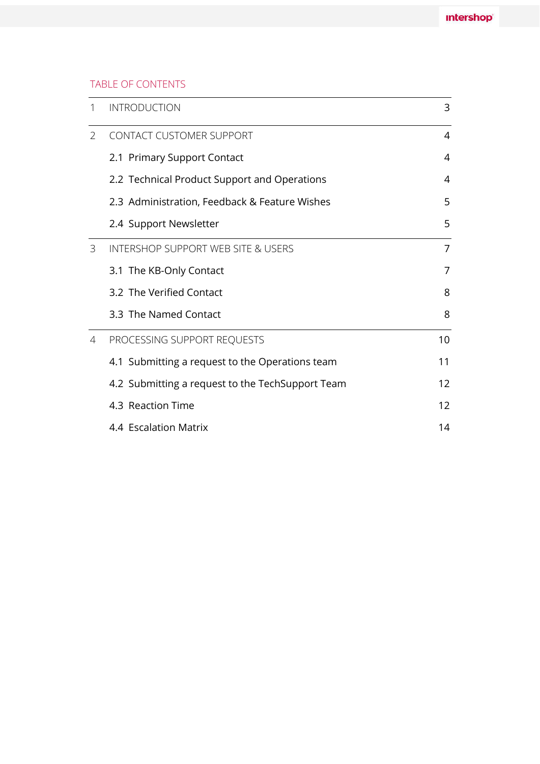TABLE OF CONTENTS

| | | |
|---|---|---|
| 1 | INTRODUCTION | 3 |
| 2 | CONTACT CUSTOMER SUPPORT | 4 |
| | 2.1 Primary Support Contact | 4 |
| | 2.2 Technical Product Support and Operations | 4 |
| | 2.3 Administration, Feedback & Feature Wishes | 5 |
| | 2.4 Support Newsletter | 5 |
| 3 | INTERSHOP SUPPORT WEB SITE & USERS | 7 |
| | 3.1 The KB-Only Contact | 7 |
| | 3.2 The Verified Contact | 8 |
| | 3.3 The Named Contact | 8 |
| 4 | PROCESSING SUPPORT REQUESTS | 10 |
| | 4.1 Submitting a request to the Operations team | 11 |
| | 4.2 Submitting a request to the TechSupport Team | 12 |
| | 4.3 Reaction Time | 12 |
| | 4.4 Escalation Matrix | 14 |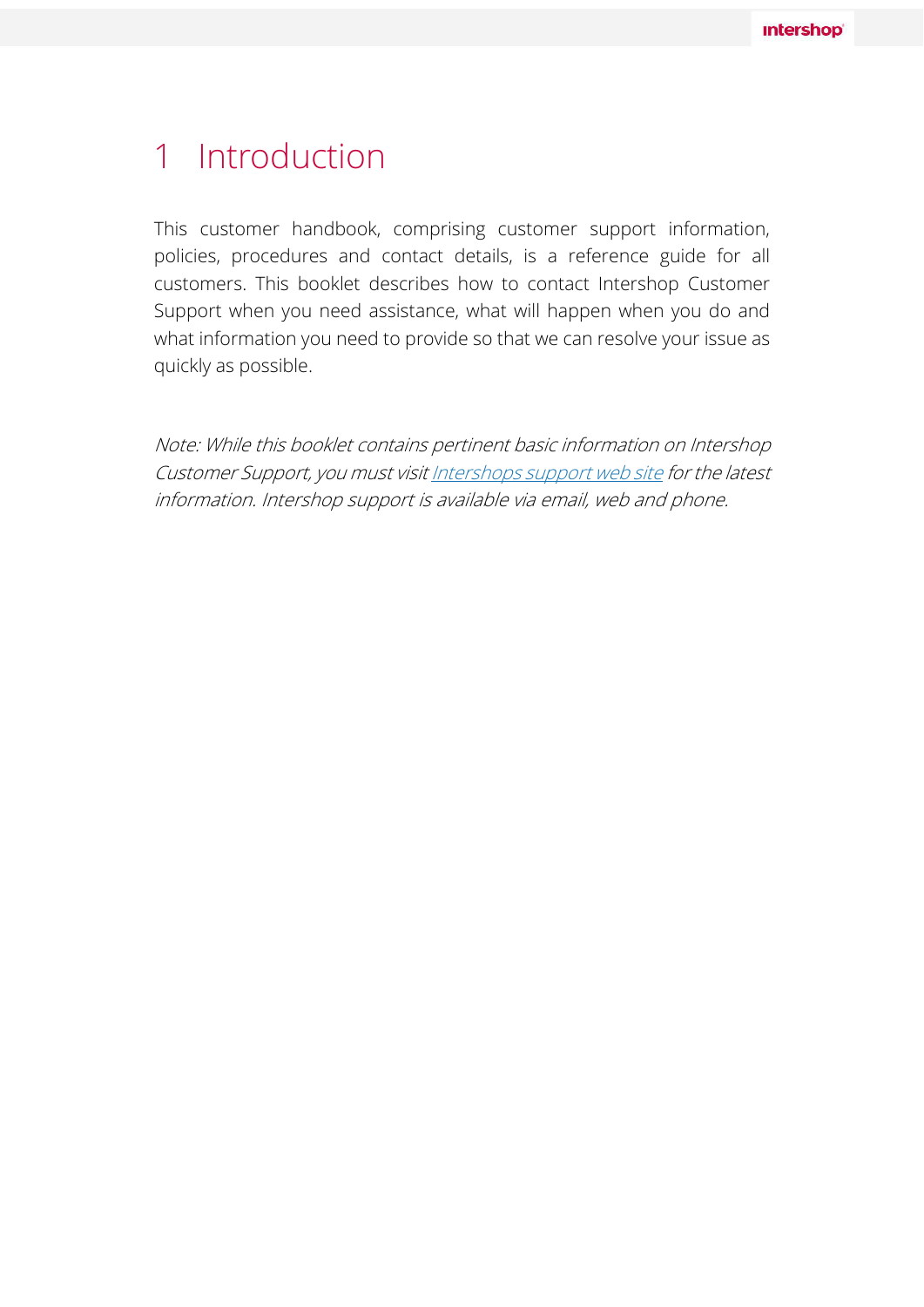# 1 Introduction

This customer handbook, comprising customer support information, policies, procedures and contact details, is a reference guide for all customers. This booklet describes how to contact Intershop Customer Support when you need assistance, what will happen when you do and what information you need to provide so that we can resolve your issue as quickly as possible.

*Note: While this booklet contains pertinent basic information on Intershop Customer Support, you must visit Intershops support web site for the latest information. Intershop support is available via email, web and phone.*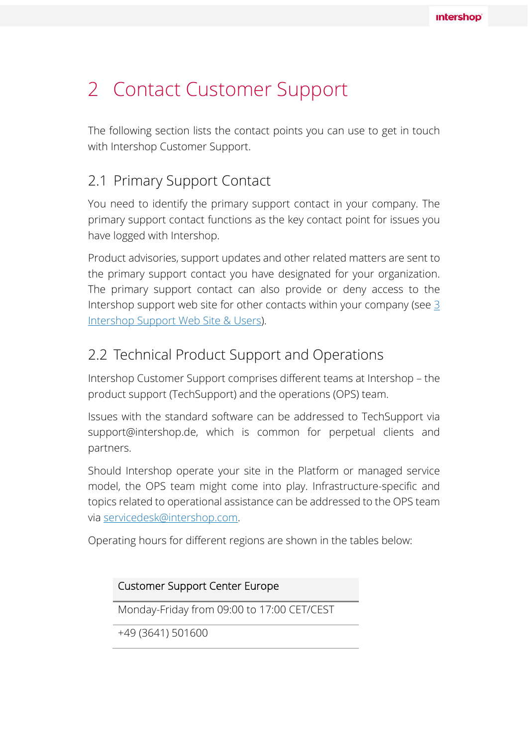# 2 Contact Customer Support

The following section lists the contact points you can use to get in touch with Intershop Customer Support.

## 2.1 Primary Support Contact

You need to identify the primary support contact in your company. The primary support contact functions as the key contact point for issues you have logged with Intershop.

Product advisories, support updates and other related matters are sent to the primary support contact you have designated for your organization. The primary support contact can also provide or deny access to the Intershop support web site for other contacts within your company (see 3 Intershop Support Web Site & Users).

## 2.2 Technical Product Support and Operations

Intershop Customer Support comprises different teams at Intershop – the product support (TechSupport) and the operations (OPS) team.

Issues with the standard software can be addressed to TechSupport via support@intershop.de, which is common for perpetual clients and partners.

Should Intershop operate your site in the Platform or managed service model, the OPS team might come into play. Infrastructure-specific and topics related to operational assistance can be addressed to the OPS team via servicedesk@intershop.com.

Operating hours for different regions are shown in the tables below:

| Customer Support Center Europe |
| --- |
| Monday-Friday from 09:00 to 17:00 CET/CEST |
| +49 (3641) 501600 |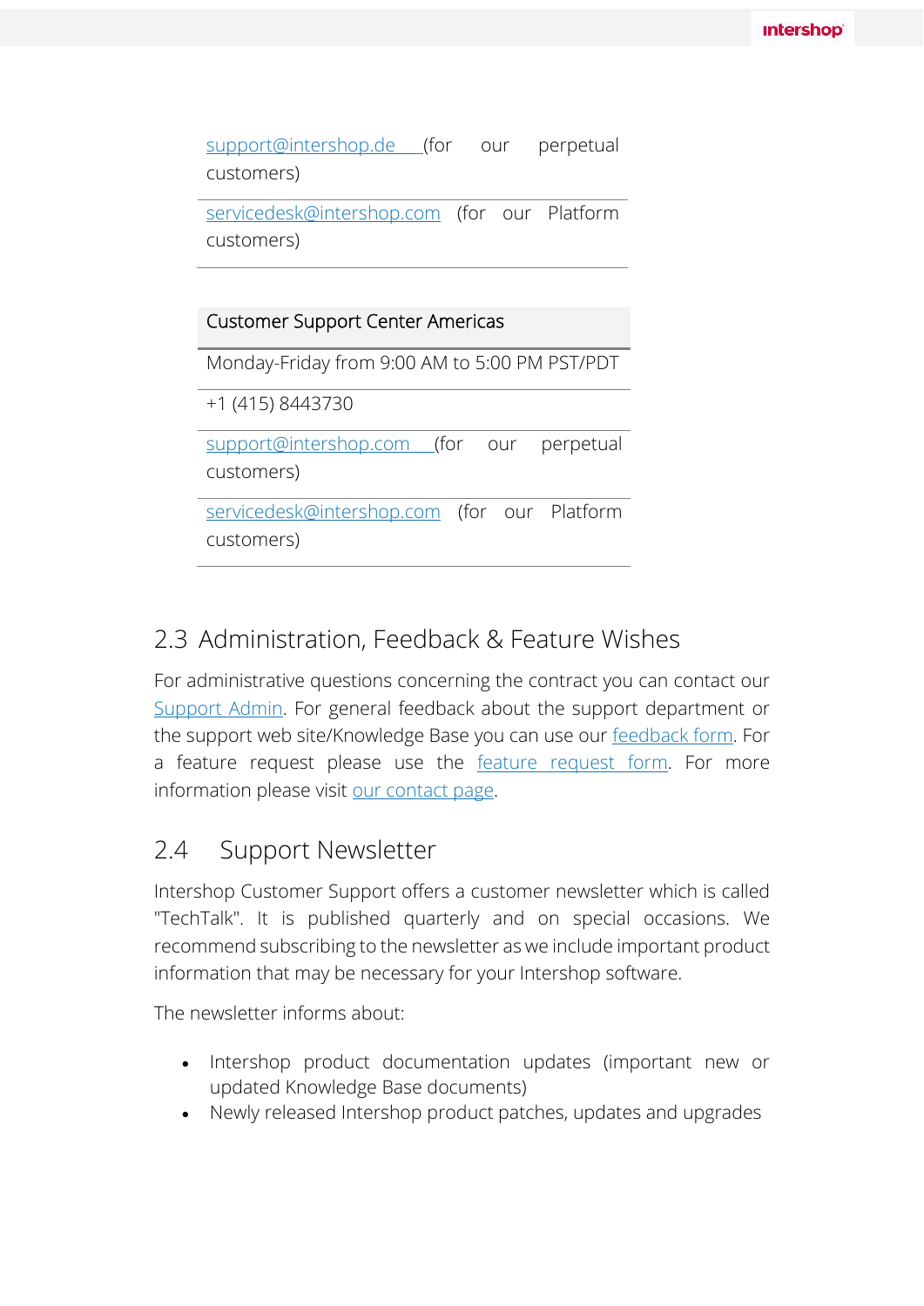| |
|---|
| support@intershop.de (for our perpetual customers) |
| servicedesk@intershop.com (for our Platform customers) |

| Customer Support Center Americas |
|---|
| Monday-Friday from 9:00 AM to 5:00 PM PST/PDT |
| +1 (415) 8443730 |
| support@intershop.com (for our perpetual customers) |
| servicedesk@intershop.com (for our Platform customers) |

## 2.3 Administration, Feedback & Feature Wishes

For administrative questions concerning the contract you can contact our Support Admin. For general feedback about the support department or the support web site/Knowledge Base you can use our feedback form. For a feature request please use the feature request form. For more information please visit our contact page.

## 2.4 Support Newsletter

Intershop Customer Support offers a customer newsletter which is called "TechTalk". It is published quarterly and on special occasions. We recommend subscribing to the newsletter as we include important product information that may be necessary for your Intershop software.

The newsletter informs about:

- Intershop product documentation updates (important new or updated Knowledge Base documents)
- Newly released Intershop product patches, updates and upgrades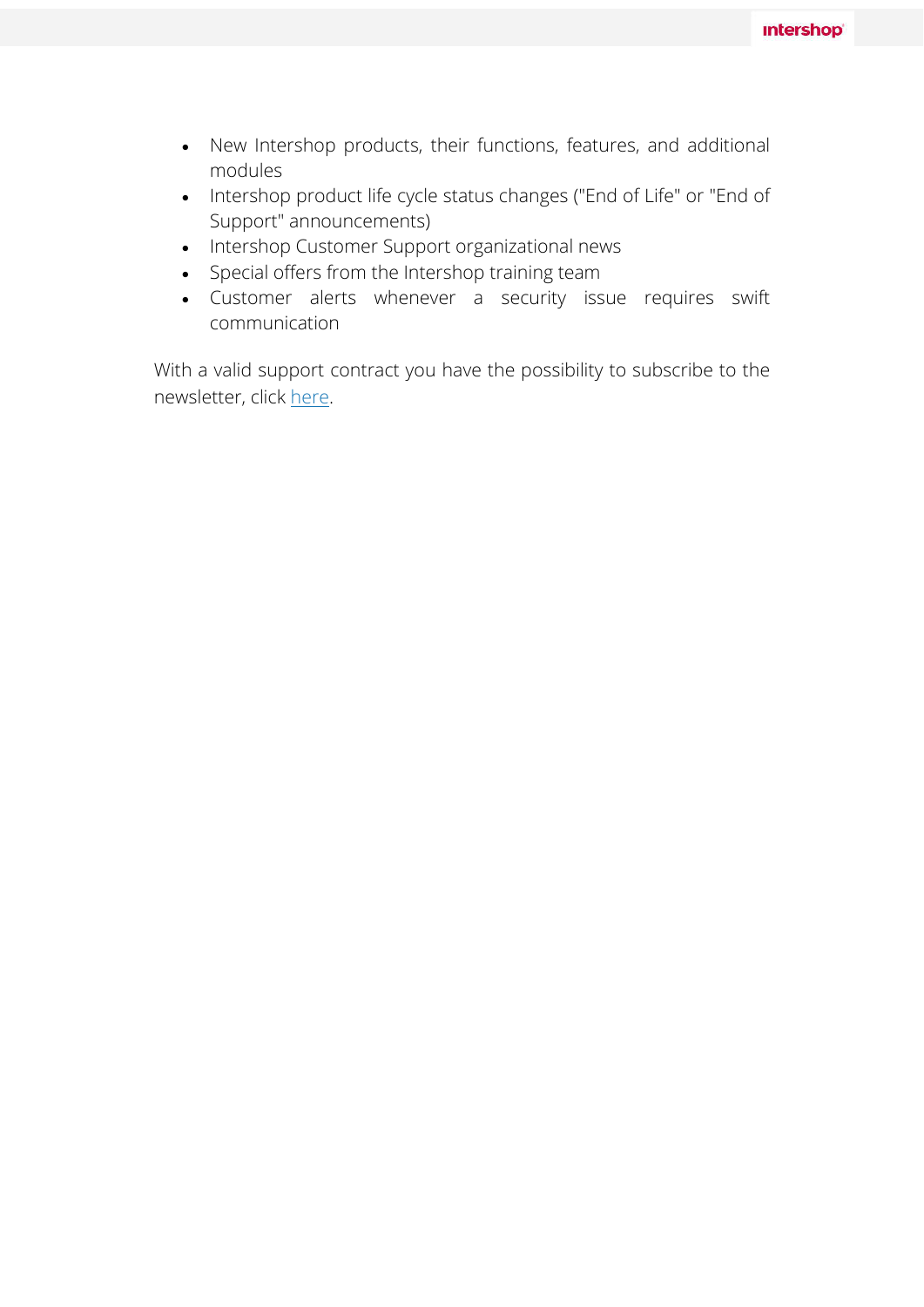- New Intershop products, their functions, features, and additional modules
- Intershop product life cycle status changes ("End of Life" or "End of Support" announcements)
- Intershop Customer Support organizational news
- Special offers from the Intershop training team
- Customer alerts whenever a security issue requires swift communication

With a valid support contract you have the possibility to subscribe to the newsletter, click here.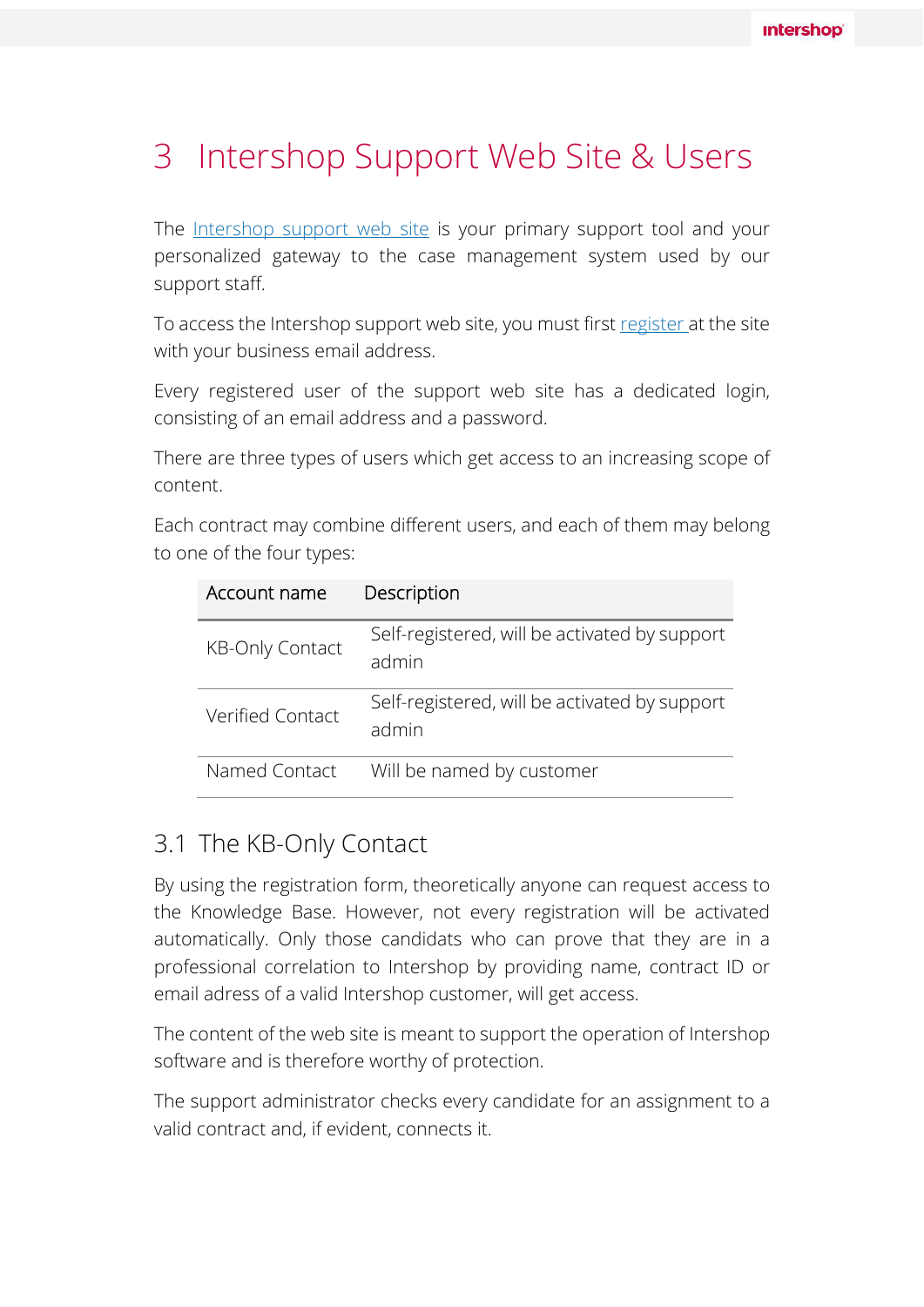// Logo "intershop" in header omitted as running header

# 3 Intershop Support Web Site & Users

The [Intershop support web site](#) is your primary support tool and your personalized gateway to the case management system used by our support staff.

To access the Intershop support web site, you must first [register](#) at the site with your business email address.

Every registered user of the support web site has a dedicated login, consisting of an email address and a password.

There are three types of users which get access to an increasing scope of content.

Each contract may combine different users, and each of them may belong to one of the four types:

| Account name | Description |
| --- | --- |
| KB-Only Contact | Self-registered, will be activated by support admin |
| Verified Contact | Self-registered, will be activated by support admin |
| Named Contact | Will be named by customer |

## 3.1 The KB-Only Contact

By using the registration form, theoretically anyone can request access to the Knowledge Base. However, not every registration will be activated automatically. Only those candidats who can prove that they are in a professional correlation to Intershop by providing name, contract ID or email adress of a valid Intershop customer, will get access.

The content of the web site is meant to support the operation of Intershop software and is therefore worthy of protection.

The support administrator checks every candidate for an assignment to a valid contract and, if evident, connects it.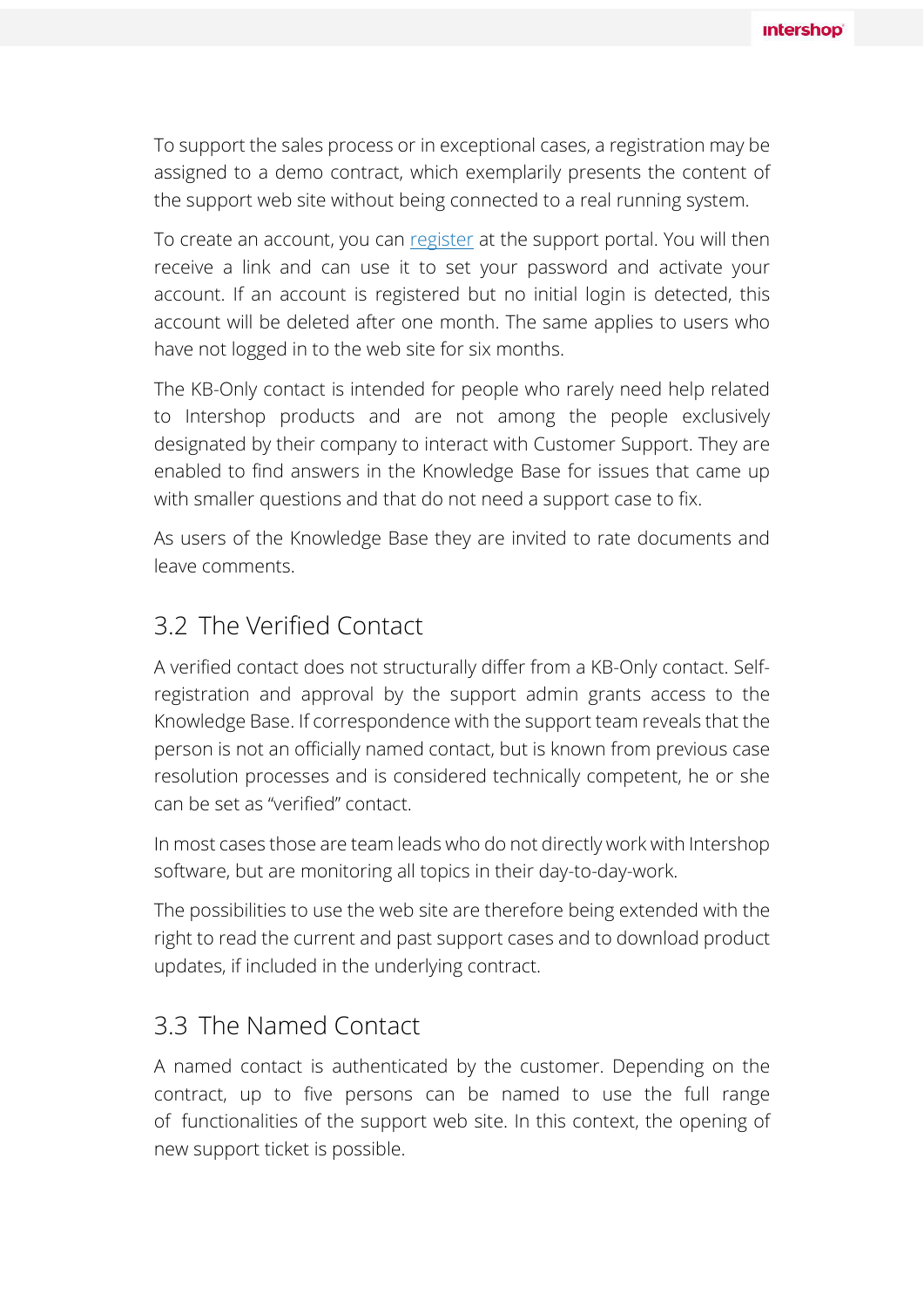To support the sales process or in exceptional cases, a registration may be assigned to a demo contract, which exemplarily presents the content of the support web site without being connected to a real running system.

To create an account, you can [register]() at the support portal. You will then receive a link and can use it to set your password and activate your account. If an account is registered but no initial login is detected, this account will be deleted after one month. The same applies to users who have not logged in to the web site for six months.

The KB-Only contact is intended for people who rarely need help related to Intershop products and are not among the people exclusively designated by their company to interact with Customer Support. They are enabled to find answers in the Knowledge Base for issues that came up with smaller questions and that do not need a support case to fix.

As users of the Knowledge Base they are invited to rate documents and leave comments.

## 3.2 The Verified Contact

A verified contact does not structurally differ from a KB-Only contact. Self-registration and approval by the support admin grants access to the Knowledge Base. If correspondence with the support team reveals that the person is not an officially named contact, but is known from previous case resolution processes and is considered technically competent, he or she can be set as "verified" contact.

In most cases those are team leads who do not directly work with Intershop software, but are monitoring all topics in their day-to-day-work.

The possibilities to use the web site are therefore being extended with the right to read the current and past support cases and to download product updates, if included in the underlying contract.

## 3.3 The Named Contact

A named contact is authenticated by the customer. Depending on the contract, up to five persons can be named to use the full range of functionalities of the support web site. In this context, the opening of new support ticket is possible.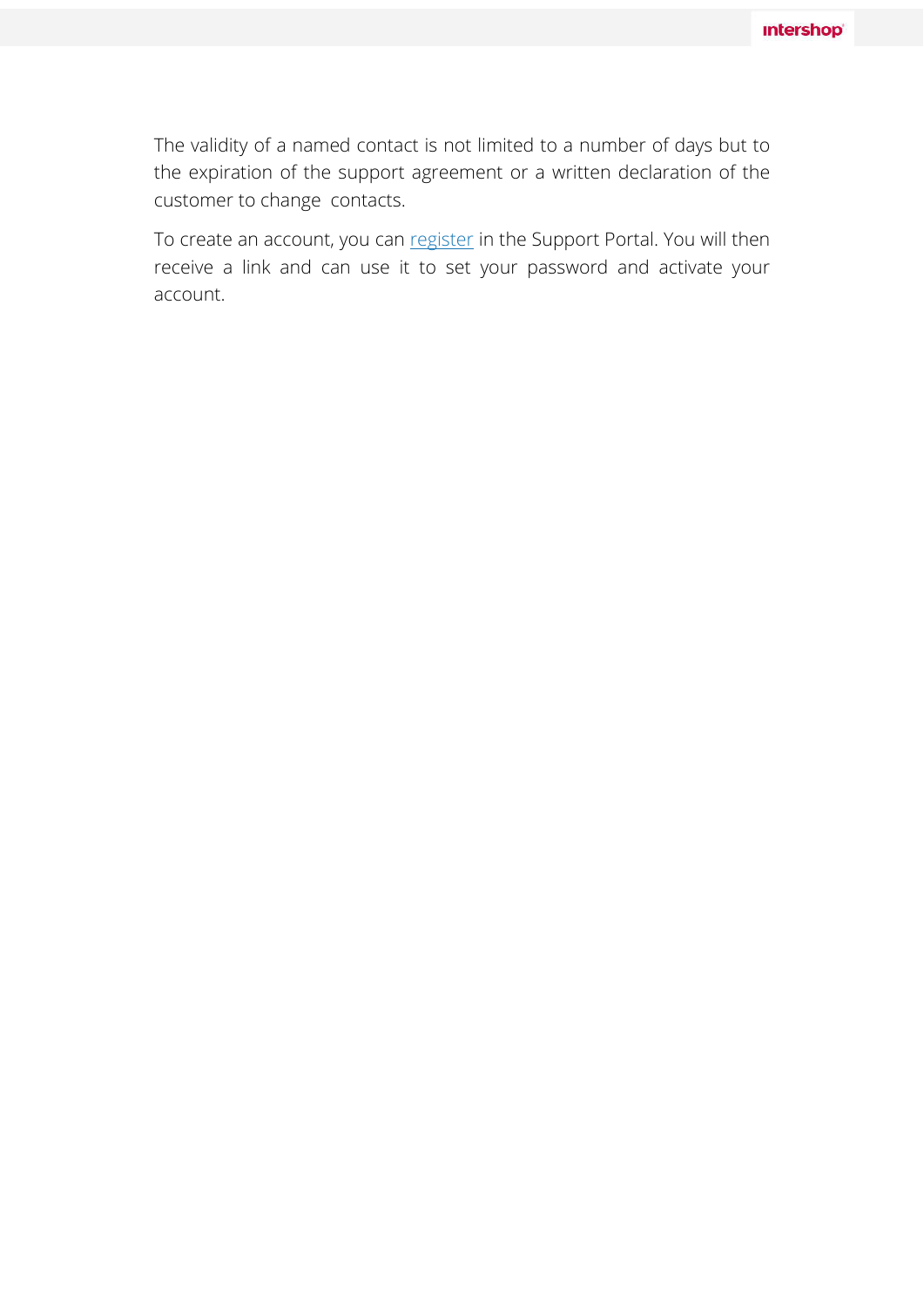The validity of a named contact is not limited to a number of days but to the expiration of the support agreement or a written declaration of the customer to change contacts.

To create an account, you can register in the Support Portal. You will then receive a link and can use it to set your password and activate your account.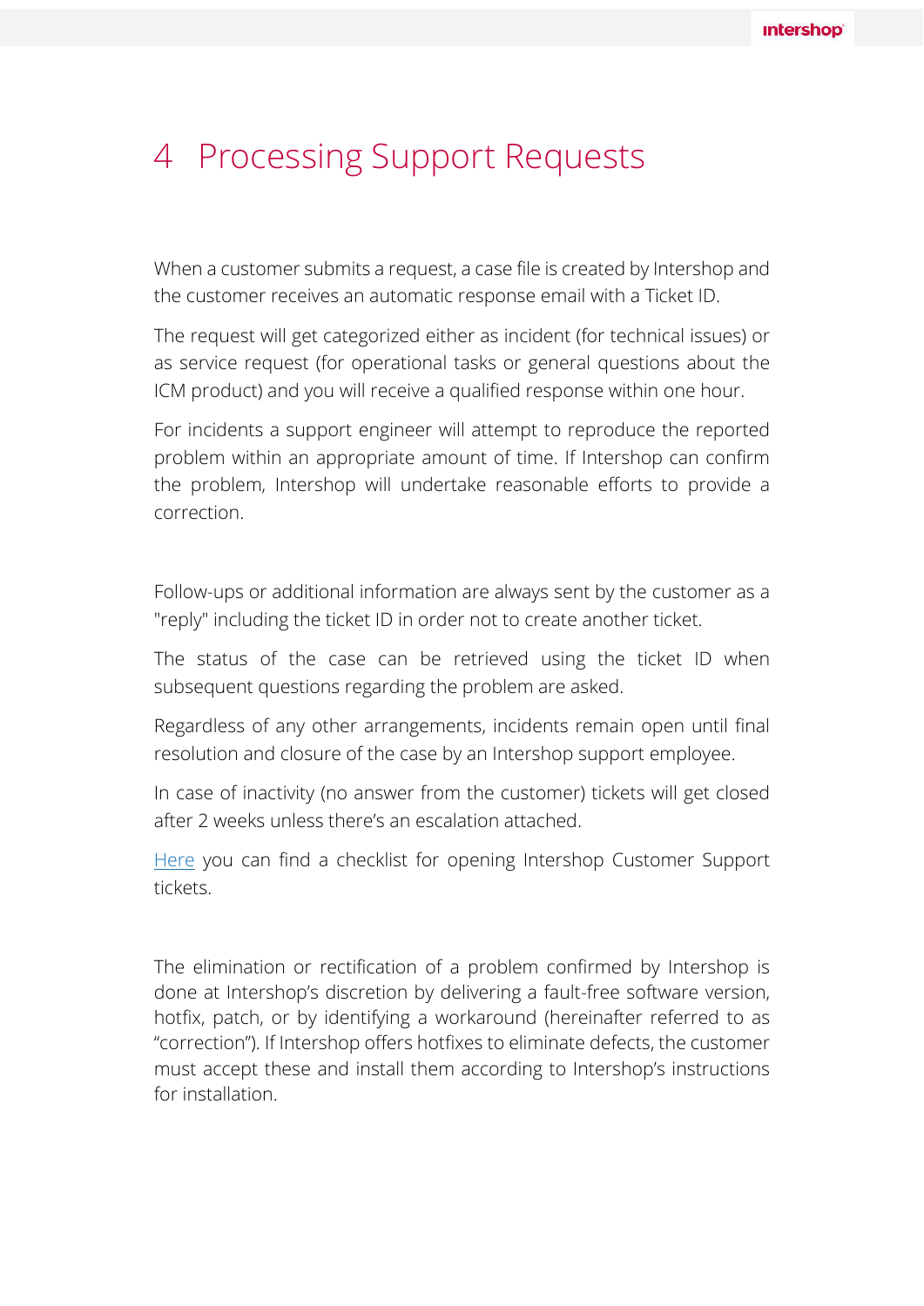# 4 Processing Support Requests

When a customer submits a request, a case file is created by Intershop and the customer receives an automatic response email with a Ticket ID.

The request will get categorized either as incident (for technical issues) or as service request (for operational tasks or general questions about the ICM product) and you will receive a qualified response within one hour.

For incidents a support engineer will attempt to reproduce the reported problem within an appropriate amount of time. If Intershop can confirm the problem, Intershop will undertake reasonable efforts to provide a correction.

Follow-ups or additional information are always sent by the customer as a "reply" including the ticket ID in order not to create another ticket.

The status of the case can be retrieved using the ticket ID when subsequent questions regarding the problem are asked.

Regardless of any other arrangements, incidents remain open until final resolution and closure of the case by an Intershop support employee.

In case of inactivity (no answer from the customer) tickets will get closed after 2 weeks unless there's an escalation attached.

Here you can find a checklist for opening Intershop Customer Support tickets.

The elimination or rectification of a problem confirmed by Intershop is done at Intershop's discretion by delivering a fault-free software version, hotfix, patch, or by identifying a workaround (hereinafter referred to as "correction"). If Intershop offers hotfixes to eliminate defects, the customer must accept these and install them according to Intershop's instructions for installation.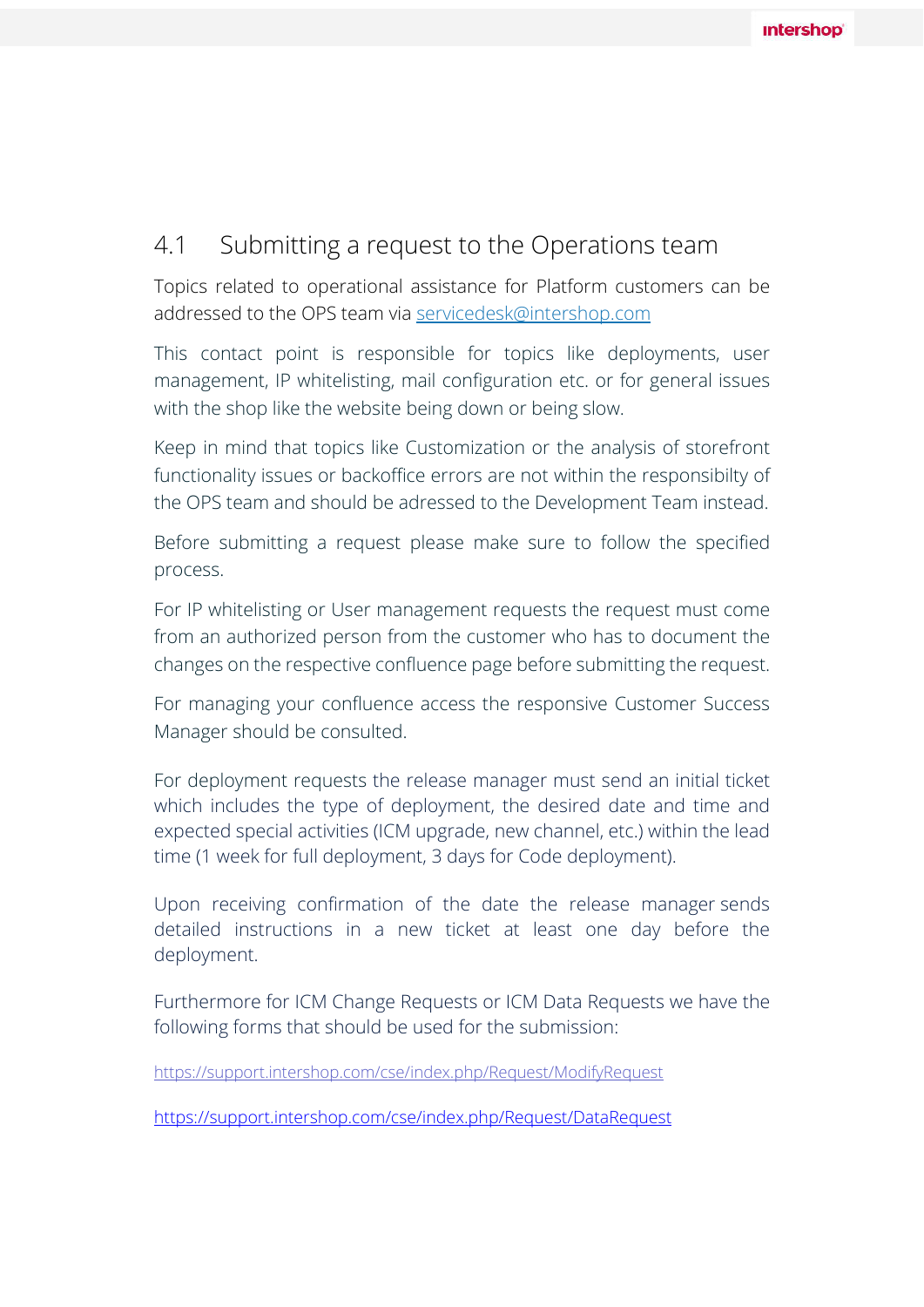## 4.1 Submitting a request to the Operations team

Topics related to operational assistance for Platform customers can be addressed to the OPS team via [servicedesk@intershop.com](mailto:servicedesk@intershop.com)

This contact point is responsible for topics like deployments, user management, IP whitelisting, mail configuration etc. or for general issues with the shop like the website being down or being slow.

Keep in mind that topics like Customization or the analysis of storefront functionality issues or backoffice errors are not within the responsibilty of the OPS team and should be adressed to the Development Team instead.

Before submitting a request please make sure to follow the specified process.

For IP whitelisting or User management requests the request must come from an authorized person from the customer who has to document the changes on the respective confluence page before submitting the request.

For managing your confluence access the responsive Customer Success Manager should be consulted.

For deployment requests the release manager must send an initial ticket which includes the type of deployment, the desired date and time and expected special activities (ICM upgrade, new channel, etc.) within the lead time (1 week for full deployment, 3 days for Code deployment).

Upon receiving confirmation of the date the release manager sends detailed instructions in a new ticket at least one day before the deployment.

Furthermore for ICM Change Requests or ICM Data Requests we have the following forms that should be used for the submission:

https://support.intershop.com/cse/index.php/Request/ModifyRequest

https://support.intershop.com/cse/index.php/Request/DataRequest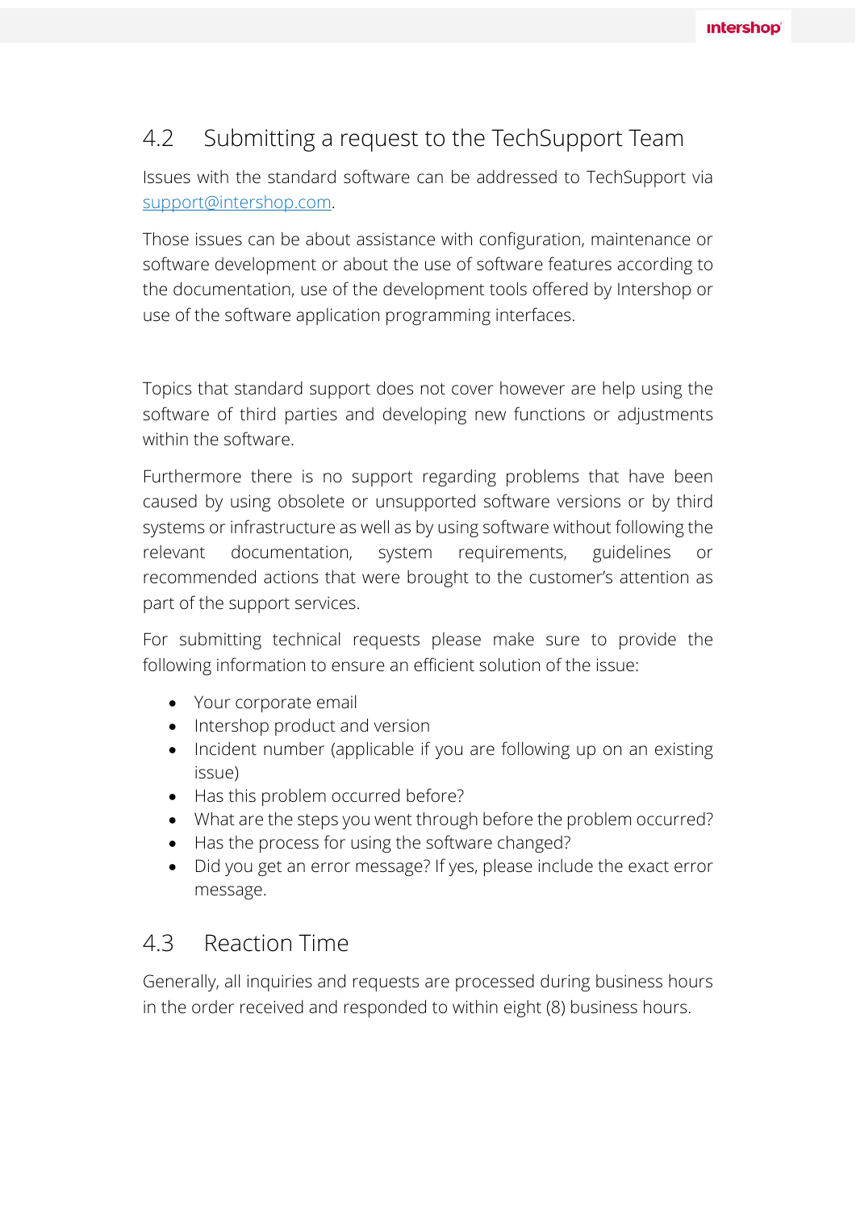## 4.2 Submitting a request to the TechSupport Team

Issues with the standard software can be addressed to TechSupport via support@intershop.com.

Those issues can be about assistance with configuration, maintenance or software development or about the use of software features according to the documentation, use of the development tools offered by Intershop or use of the software application programming interfaces.

Topics that standard support does not cover however are help using the software of third parties and developing new functions or adjustments within the software.

Furthermore there is no support regarding problems that have been caused by using obsolete or unsupported software versions or by third systems or infrastructure as well as by using software without following the relevant documentation, system requirements, guidelines or recommended actions that were brought to the customer's attention as part of the support services.

For submitting technical requests please make sure to provide the following information to ensure an efficient solution of the issue:

- Your corporate email
- Intershop product and version
- Incident number (applicable if you are following up on an existing issue)
- Has this problem occurred before?
- What are the steps you went through before the problem occurred?
- Has the process for using the software changed?
- Did you get an error message? If yes, please include the exact error message.

## 4.3 Reaction Time

Generally, all inquiries and requests are processed during business hours in the order received and responded to within eight (8) business hours.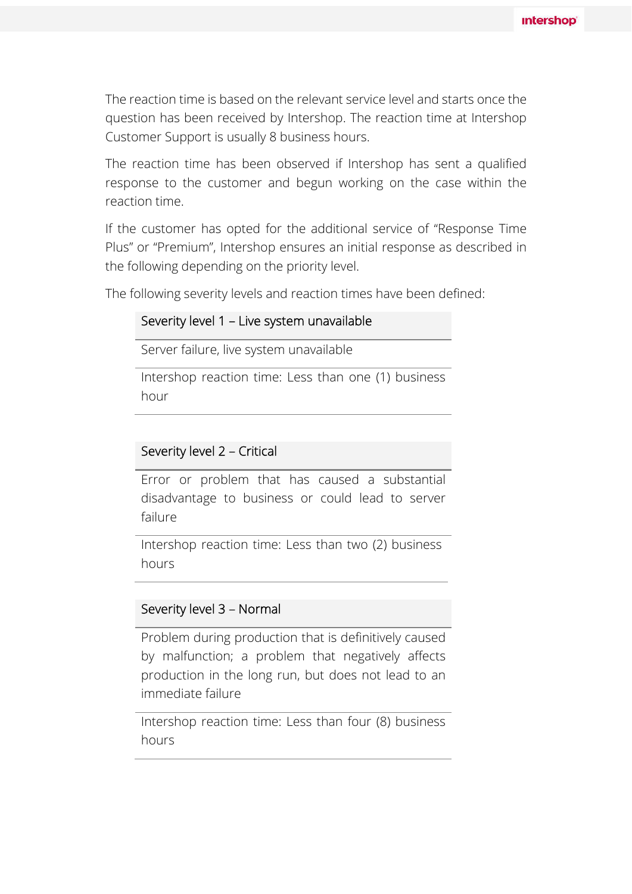The reaction time is based on the relevant service level and starts once the question has been received by Intershop. The reaction time at Intershop Customer Support is usually 8 business hours.

The reaction time has been observed if Intershop has sent a qualified response to the customer and begun working on the case within the reaction time.

If the customer has opted for the additional service of “Response Time Plus” or “Premium”, Intershop ensures an initial response as described in the following depending on the priority level.

The following severity levels and reaction times have been defined:

| Severity level 1 – Live system unavailable |
| --- |
| Server failure, live system unavailable |
| Intershop reaction time: Less than one (1) business hour |

| Severity level 2 – Critical |
| --- |
| Error or problem that has caused a substantial disadvantage to business or could lead to server failure |
| Intershop reaction time: Less than two (2) business hours |

| Severity level 3 – Normal |
| --- |
| Problem during production that is definitively caused by malfunction; a problem that negatively affects production in the long run, but does not lead to an immediate failure |
| Intershop reaction time: Less than four (8) business hours |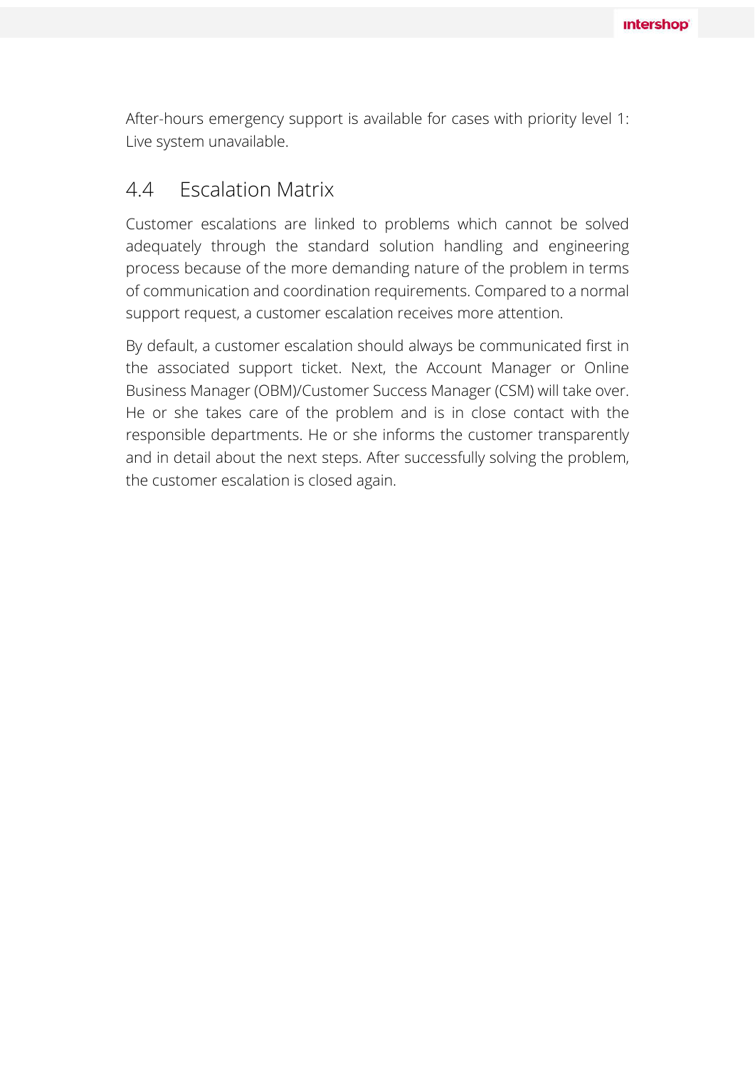After-hours emergency support is available for cases with priority level 1: Live system unavailable.

## 4.4 Escalation Matrix

Customer escalations are linked to problems which cannot be solved adequately through the standard solution handling and engineering process because of the more demanding nature of the problem in terms of communication and coordination requirements. Compared to a normal support request, a customer escalation receives more attention.

By default, a customer escalation should always be communicated first in the associated support ticket. Next, the Account Manager or Online Business Manager (OBM)/Customer Success Manager (CSM) will take over. He or she takes care of the problem and is in close contact with the responsible departments. He or she informs the customer transparently and in detail about the next steps. After successfully solving the problem, the customer escalation is closed again.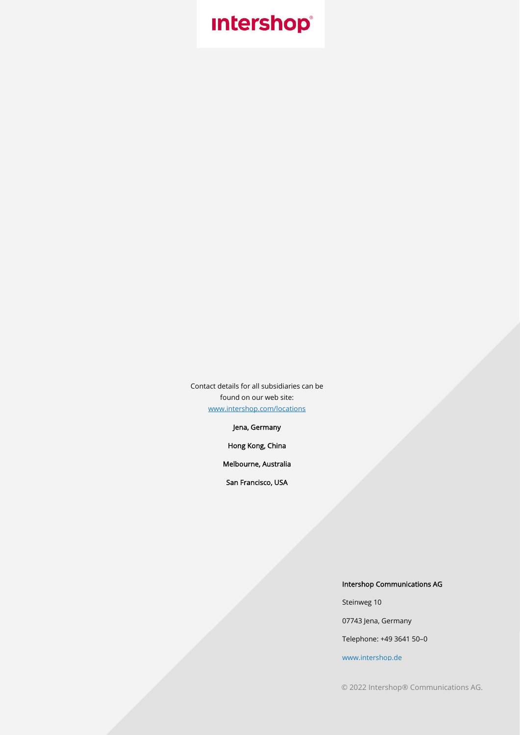Contact details for all subsidiaries can be found on our web site:
www.intershop.com/locations

**Jena, Germany**

**Hong Kong, China**

**Melbourne, Australia**

**San Francisco, USA**

**Intershop Communications AG**

Steinweg 10

07743 Jena, Germany

Telephone: +49 3641 50–0

www.intershop.de

© 2022 Intershop® Communications AG.